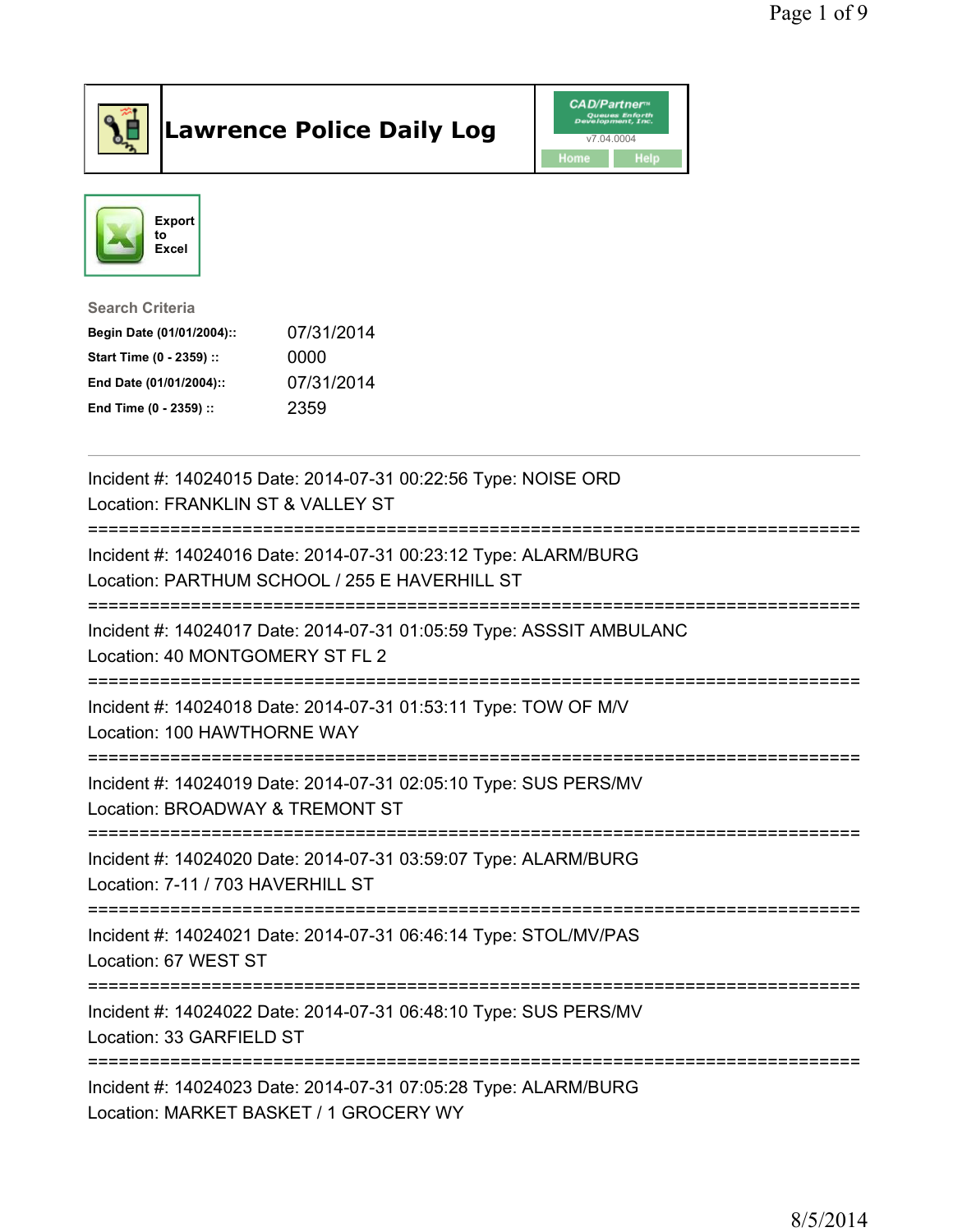# Lawrence Police Daily Log

CAD/Partner
v7.04.0004
Home Help

Export to Excel

**Search Criteria**

| | |
|---|---|
| **Begin Date (01/01/2004)::** | 07/31/2014 |
| **Start Time (0 - 2359) ::** | 0000 |
| **End Date (01/01/2004)::** | 07/31/2014 |
| **End Time (0 - 2359) ::** | 2359 |

---

Incident #: 14024015 Date: 2014-07-31 00:22:56 Type: NOISE ORD
Location: FRANKLIN ST & VALLEY ST

===========================================================================

Incident #: 14024016 Date: 2014-07-31 00:23:12 Type: ALARM/BURG
Location: PARTHUM SCHOOL / 255 E HAVERHILL ST

===========================================================================

Incident #: 14024017 Date: 2014-07-31 01:05:59 Type: ASSSIT AMBULANC
Location: 40 MONTGOMERY ST FL 2

===========================================================================

Incident #: 14024018 Date: 2014-07-31 01:53:11 Type: TOW OF M/V
Location: 100 HAWTHORNE WAY

===========================================================================

Incident #: 14024019 Date: 2014-07-31 02:05:10 Type: SUS PERS/MV
Location: BROADWAY & TREMONT ST

===========================================================================

Incident #: 14024020 Date: 2014-07-31 03:59:07 Type: ALARM/BURG
Location: 7-11 / 703 HAVERHILL ST

===========================================================================

Incident #: 14024021 Date: 2014-07-31 06:46:14 Type: STOL/MV/PAS
Location: 67 WEST ST

===========================================================================

Incident #: 14024022 Date: 2014-07-31 06:48:10 Type: SUS PERS/MV
Location: 33 GARFIELD ST

===========================================================================

Incident #: 14024023 Date: 2014-07-31 07:05:28 Type: ALARM/BURG
Location: MARKET BASKET / 1 GROCERY WY

8/5/2014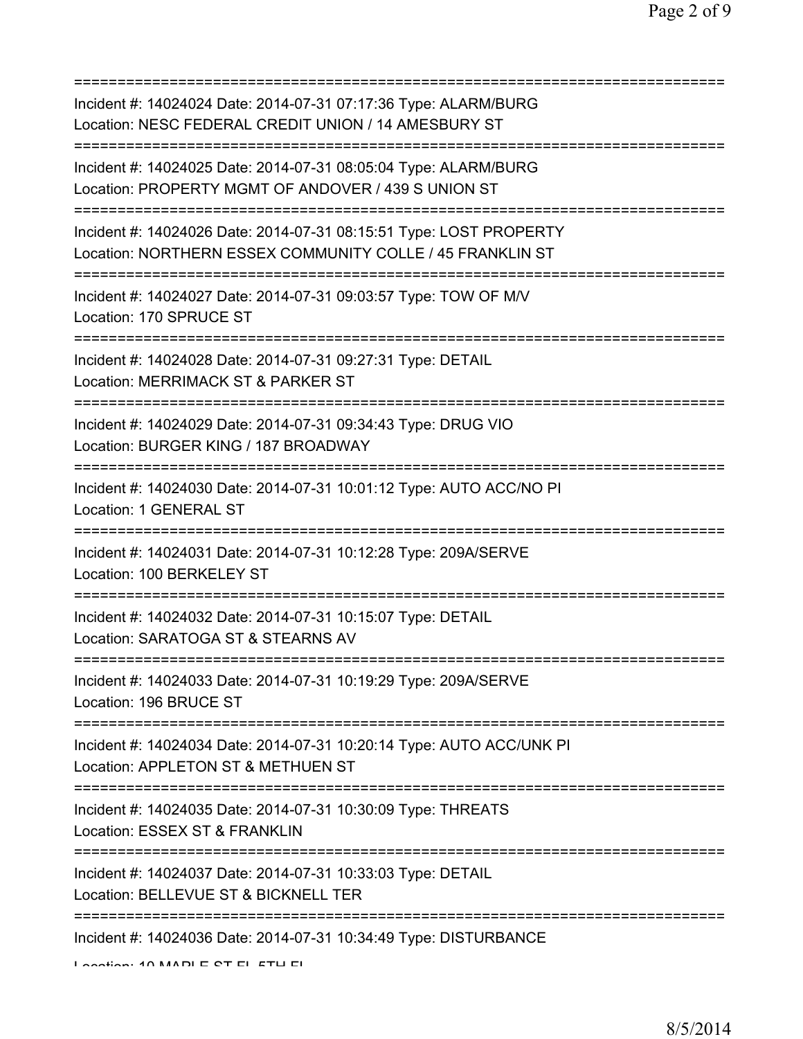===========================================================================

Incident #: 14024024 Date: 2014-07-31 07:17:36 Type: ALARM/BURG
Location: NESC FEDERAL CREDIT UNION / 14 AMESBURY ST

===========================================================================

Incident #: 14024025 Date: 2014-07-31 08:05:04 Type: ALARM/BURG
Location: PROPERTY MGMT OF ANDOVER / 439 S UNION ST

===========================================================================

Incident #: 14024026 Date: 2014-07-31 08:15:51 Type: LOST PROPERTY
Location: NORTHERN ESSEX COMMUNITY COLLE / 45 FRANKLIN ST

===========================================================================

Incident #: 14024027 Date: 2014-07-31 09:03:57 Type: TOW OF M/V
Location: 170 SPRUCE ST

===========================================================================

Incident #: 14024028 Date: 2014-07-31 09:27:31 Type: DETAIL
Location: MERRIMACK ST & PARKER ST

===========================================================================

Incident #: 14024029 Date: 2014-07-31 09:34:43 Type: DRUG VIO
Location: BURGER KING / 187 BROADWAY

===========================================================================

Incident #: 14024030 Date: 2014-07-31 10:01:12 Type: AUTO ACC/NO PI
Location: 1 GENERAL ST

===========================================================================

Incident #: 14024031 Date: 2014-07-31 10:12:28 Type: 209A/SERVE
Location: 100 BERKELEY ST

===========================================================================

Incident #: 14024032 Date: 2014-07-31 10:15:07 Type: DETAIL
Location: SARATOGA ST & STEARNS AV

===========================================================================

Incident #: 14024033 Date: 2014-07-31 10:19:29 Type: 209A/SERVE
Location: 196 BRUCE ST

===========================================================================

Incident #: 14024034 Date: 2014-07-31 10:20:14 Type: AUTO ACC/UNK PI
Location: APPLETON ST & METHUEN ST

===========================================================================

Incident #: 14024035 Date: 2014-07-31 10:30:09 Type: THREATS
Location: ESSEX ST & FRANKLIN

===========================================================================

Incident #: 14024037 Date: 2014-07-31 10:33:03 Type: DETAIL
Location: BELLEVUE ST & BICKNELL TER

===========================================================================

Incident #: 14024036 Date: 2014-07-31 10:34:49 Type: DISTURBANCE
Location: 10 MAPLE ST FL 5TH FL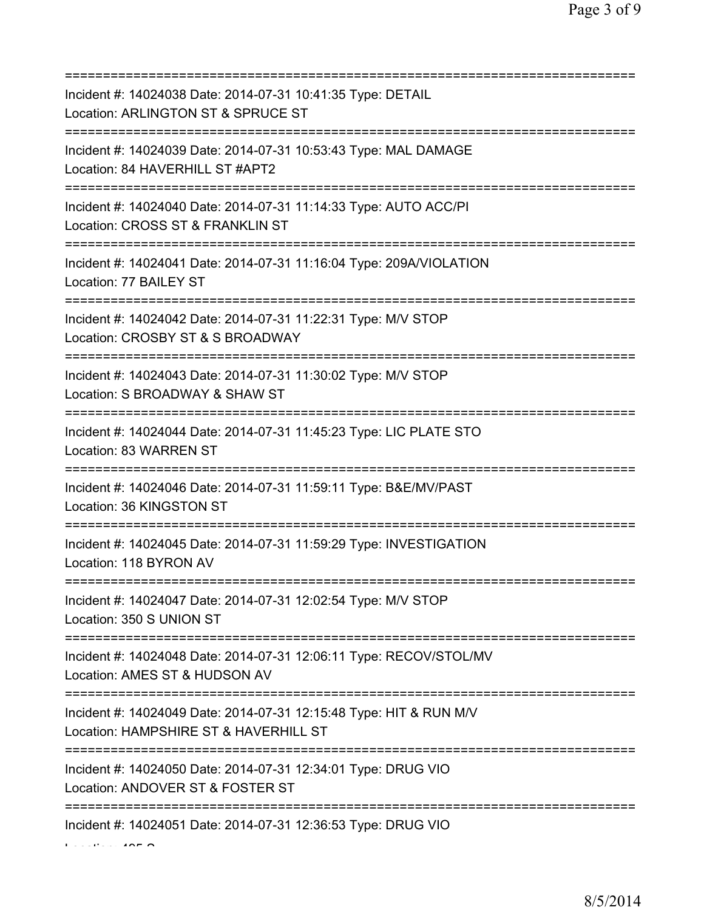===========================================================================
Incident #: 14024038 Date: 2014-07-31 10:41:35 Type: DETAIL
Location: ARLINGTON ST & SPRUCE ST
===========================================================================
Incident #: 14024039 Date: 2014-07-31 10:53:43 Type: MAL DAMAGE
Location: 84 HAVERHILL ST #APT2
===========================================================================
Incident #: 14024040 Date: 2014-07-31 11:14:33 Type: AUTO ACC/PI
Location: CROSS ST & FRANKLIN ST
===========================================================================
Incident #: 14024041 Date: 2014-07-31 11:16:04 Type: 209A/VIOLATION
Location: 77 BAILEY ST
===========================================================================
Incident #: 14024042 Date: 2014-07-31 11:22:31 Type: M/V STOP
Location: CROSBY ST & S BROADWAY
===========================================================================
Incident #: 14024043 Date: 2014-07-31 11:30:02 Type: M/V STOP
Location: S BROADWAY & SHAW ST
===========================================================================
Incident #: 14024044 Date: 2014-07-31 11:45:23 Type: LIC PLATE STO
Location: 83 WARREN ST
===========================================================================
Incident #: 14024046 Date: 2014-07-31 11:59:11 Type: B&E/MV/PAST
Location: 36 KINGSTON ST
===========================================================================
Incident #: 14024045 Date: 2014-07-31 11:59:29 Type: INVESTIGATION
Location: 118 BYRON AV
===========================================================================
Incident #: 14024047 Date: 2014-07-31 12:02:54 Type: M/V STOP
Location: 350 S UNION ST
===========================================================================
Incident #: 14024048 Date: 2014-07-31 12:06:11 Type: RECOV/STOL/MV
Location: AMES ST & HUDSON AV
===========================================================================
Incident #: 14024049 Date: 2014-07-31 12:15:48 Type: HIT & RUN M/V
Location: HAMPSHIRE ST & HAVERHILL ST
===========================================================================
Incident #: 14024050 Date: 2014-07-31 12:34:01 Type: DRUG VIO
Location: ANDOVER ST & FOSTER ST
===========================================================================
Incident #: 14024051 Date: 2014-07-31 12:36:53 Type: DRUG VIO
Location: 495 S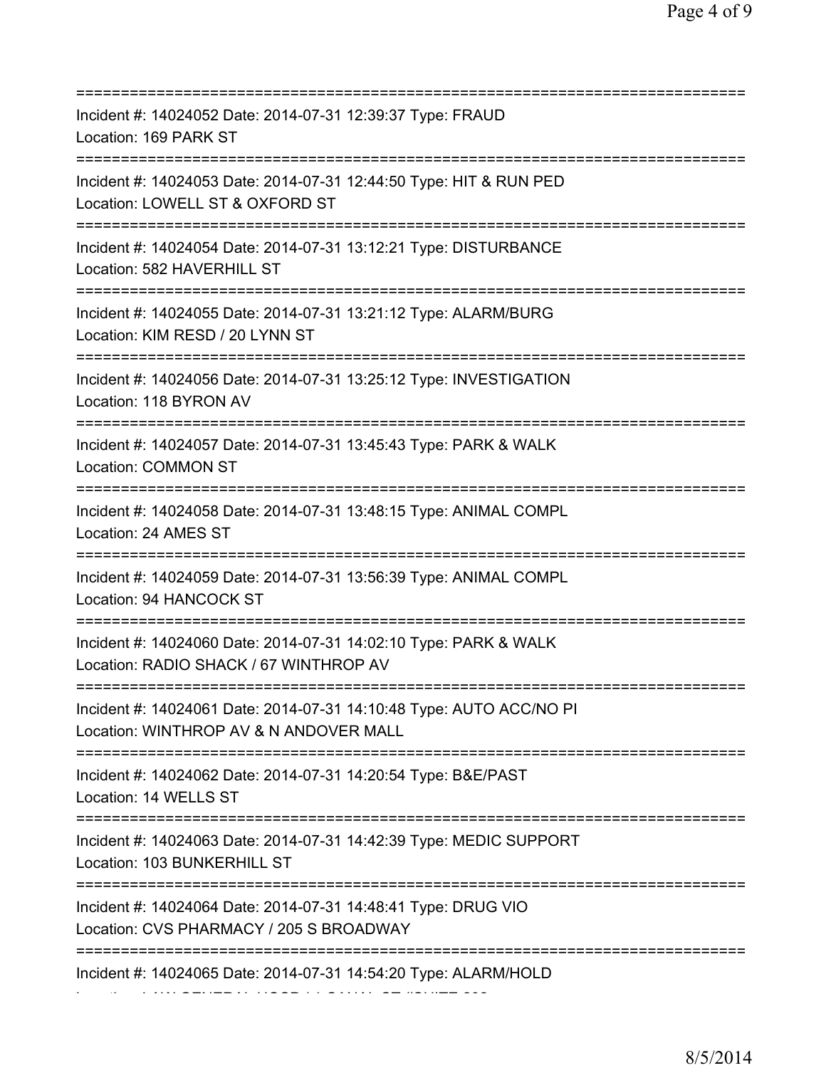===========================================================================

Incident #: 14024052 Date: 2014-07-31 12:39:37 Type: FRAUD
Location: 169 PARK ST

===========================================================================

Incident #: 14024053 Date: 2014-07-31 12:44:50 Type: HIT & RUN PED
Location: LOWELL ST & OXFORD ST

===========================================================================

Incident #: 14024054 Date: 2014-07-31 13:12:21 Type: DISTURBANCE
Location: 582 HAVERHILL ST

===========================================================================

Incident #: 14024055 Date: 2014-07-31 13:21:12 Type: ALARM/BURG
Location: KIM RESD / 20 LYNN ST

===========================================================================

Incident #: 14024056 Date: 2014-07-31 13:25:12 Type: INVESTIGATION
Location: 118 BYRON AV

===========================================================================

Incident #: 14024057 Date: 2014-07-31 13:45:43 Type: PARK & WALK
Location: COMMON ST

===========================================================================

Incident #: 14024058 Date: 2014-07-31 13:48:15 Type: ANIMAL COMPL
Location: 24 AMES ST

===========================================================================

Incident #: 14024059 Date: 2014-07-31 13:56:39 Type: ANIMAL COMPL
Location: 94 HANCOCK ST

===========================================================================

Incident #: 14024060 Date: 2014-07-31 14:02:10 Type: PARK & WALK
Location: RADIO SHACK / 67 WINTHROP AV

===========================================================================

Incident #: 14024061 Date: 2014-07-31 14:10:48 Type: AUTO ACC/NO PI
Location: WINTHROP AV & N ANDOVER MALL

===========================================================================

Incident #: 14024062 Date: 2014-07-31 14:20:54 Type: B&E/PAST
Location: 14 WELLS ST

===========================================================================

Incident #: 14024063 Date: 2014-07-31 14:42:39 Type: MEDIC SUPPORT
Location: 103 BUNKERHILL ST

===========================================================================

Incident #: 14024064 Date: 2014-07-31 14:48:41 Type: DRUG VIO
Location: CVS PHARMACY / 205 S BROADWAY

===========================================================================

Incident #: 14024065 Date: 2014-07-31 14:54:20 Type: ALARM/HOLD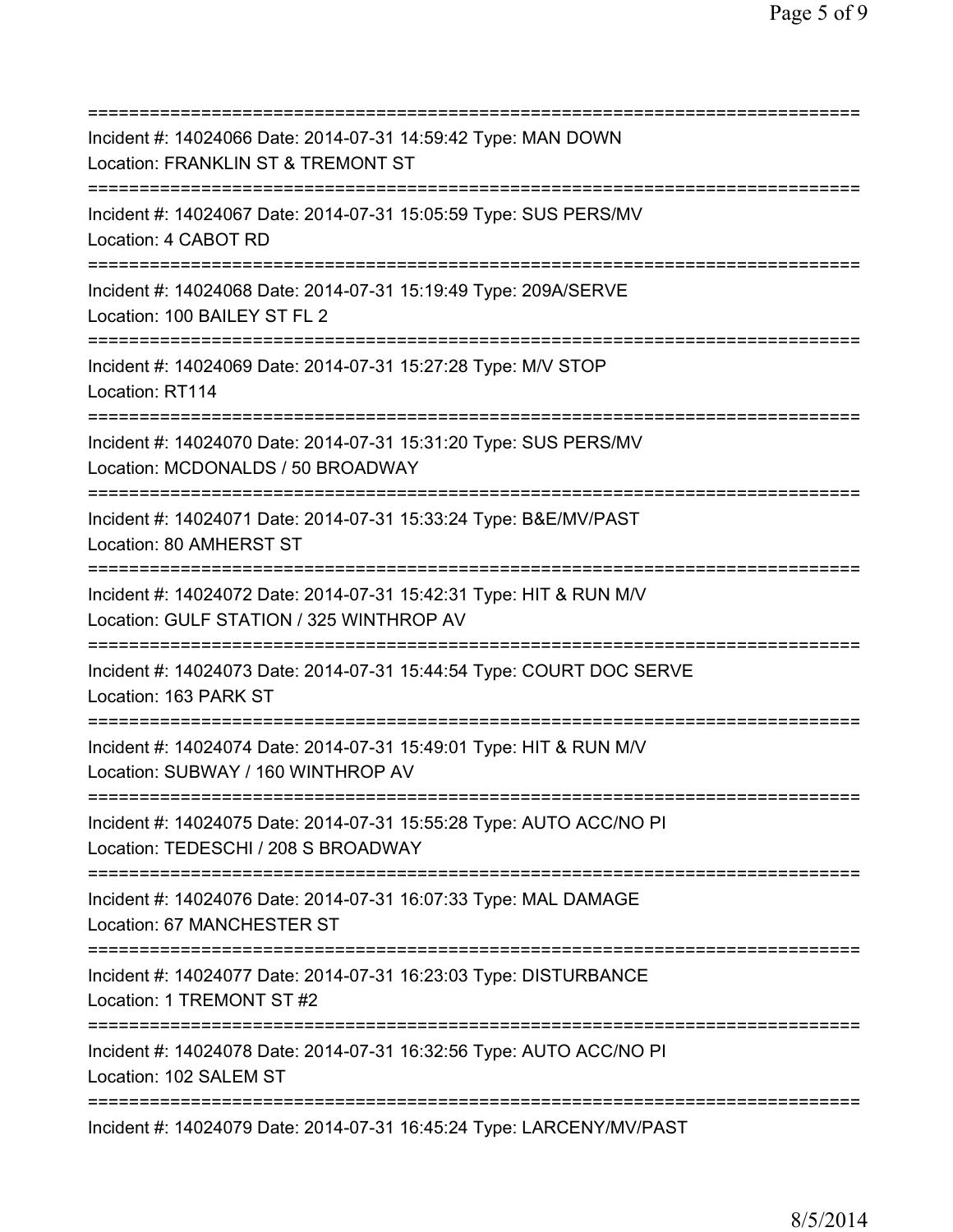===========================================================================
Incident #: 14024066 Date: 2014-07-31 14:59:42 Type: MAN DOWN
Location: FRANKLIN ST & TREMONT ST
===========================================================================
Incident #: 14024067 Date: 2014-07-31 15:05:59 Type: SUS PERS/MV
Location: 4 CABOT RD
===========================================================================
Incident #: 14024068 Date: 2014-07-31 15:19:49 Type: 209A/SERVE
Location: 100 BAILEY ST FL 2
===========================================================================
Incident #: 14024069 Date: 2014-07-31 15:27:28 Type: M/V STOP
Location: RT114
===========================================================================
Incident #: 14024070 Date: 2014-07-31 15:31:20 Type: SUS PERS/MV
Location: MCDONALDS / 50 BROADWAY
===========================================================================
Incident #: 14024071 Date: 2014-07-31 15:33:24 Type: B&E/MV/PAST
Location: 80 AMHERST ST
===========================================================================
Incident #: 14024072 Date: 2014-07-31 15:42:31 Type: HIT & RUN M/V
Location: GULF STATION / 325 WINTHROP AV
===========================================================================
Incident #: 14024073 Date: 2014-07-31 15:44:54 Type: COURT DOC SERVE
Location: 163 PARK ST
===========================================================================
Incident #: 14024074 Date: 2014-07-31 15:49:01 Type: HIT & RUN M/V
Location: SUBWAY / 160 WINTHROP AV
===========================================================================
Incident #: 14024075 Date: 2014-07-31 15:55:28 Type: AUTO ACC/NO PI
Location: TEDESCHI / 208 S BROADWAY
===========================================================================
Incident #: 14024076 Date: 2014-07-31 16:07:33 Type: MAL DAMAGE
Location: 67 MANCHESTER ST
===========================================================================
Incident #: 14024077 Date: 2014-07-31 16:23:03 Type: DISTURBANCE
Location: 1 TREMONT ST #2
===========================================================================
Incident #: 14024078 Date: 2014-07-31 16:32:56 Type: AUTO ACC/NO PI
Location: 102 SALEM ST
===========================================================================
Incident #: 14024079 Date: 2014-07-31 16:45:24 Type: LARCENY/MV/PAST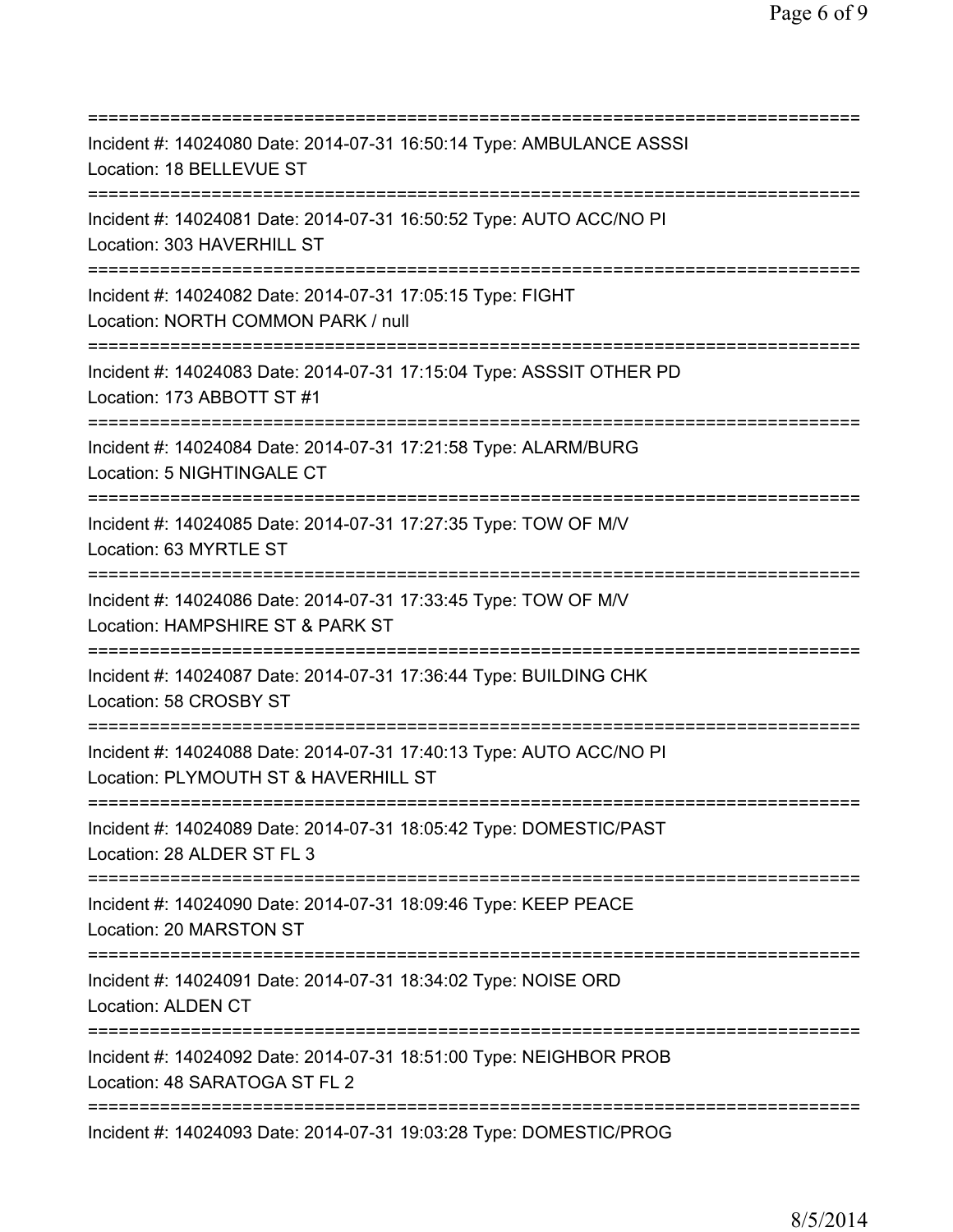===========================================================================

Incident #: 14024080 Date: 2014-07-31 16:50:14 Type: AMBULANCE ASSSI
Location: 18 BELLEVUE ST

===========================================================================

Incident #: 14024081 Date: 2014-07-31 16:50:52 Type: AUTO ACC/NO PI
Location: 303 HAVERHILL ST

===========================================================================

Incident #: 14024082 Date: 2014-07-31 17:05:15 Type: FIGHT
Location: NORTH COMMON PARK / null

===========================================================================

Incident #: 14024083 Date: 2014-07-31 17:15:04 Type: ASSSIT OTHER PD
Location: 173 ABBOTT ST #1

===========================================================================

Incident #: 14024084 Date: 2014-07-31 17:21:58 Type: ALARM/BURG
Location: 5 NIGHTINGALE CT

===========================================================================

Incident #: 14024085 Date: 2014-07-31 17:27:35 Type: TOW OF M/V
Location: 63 MYRTLE ST

===========================================================================

Incident #: 14024086 Date: 2014-07-31 17:33:45 Type: TOW OF M/V
Location: HAMPSHIRE ST & PARK ST

===========================================================================

Incident #: 14024087 Date: 2014-07-31 17:36:44 Type: BUILDING CHK
Location: 58 CROSBY ST

===========================================================================

Incident #: 14024088 Date: 2014-07-31 17:40:13 Type: AUTO ACC/NO PI
Location: PLYMOUTH ST & HAVERHILL ST

===========================================================================

Incident #: 14024089 Date: 2014-07-31 18:05:42 Type: DOMESTIC/PAST
Location: 28 ALDER ST FL 3

===========================================================================

Incident #: 14024090 Date: 2014-07-31 18:09:46 Type: KEEP PEACE
Location: 20 MARSTON ST

===========================================================================

Incident #: 14024091 Date: 2014-07-31 18:34:02 Type: NOISE ORD
Location: ALDEN CT

===========================================================================

Incident #: 14024092 Date: 2014-07-31 18:51:00 Type: NEIGHBOR PROB
Location: 48 SARATOGA ST FL 2

===========================================================================

Incident #: 14024093 Date: 2014-07-31 19:03:28 Type: DOMESTIC/PROG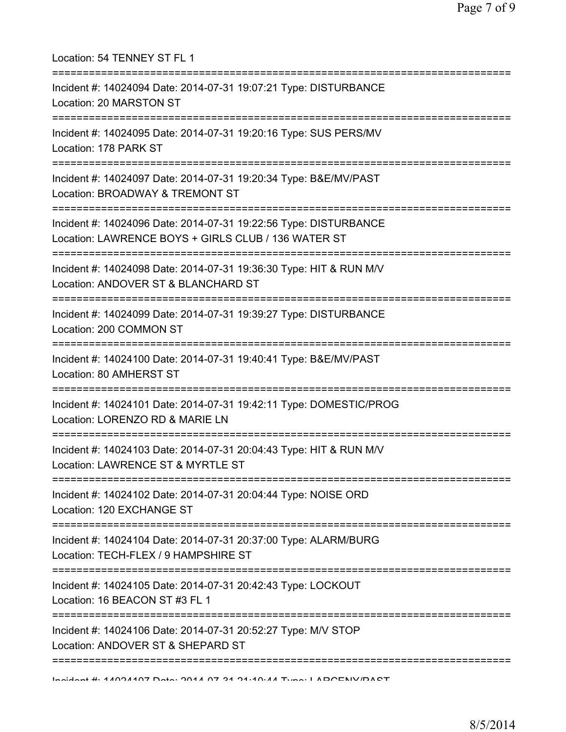Location: 54 TENNEY ST FL 1

===========================================================================

Incident #: 14024094 Date: 2014-07-31 19:07:21 Type: DISTURBANCE
Location: 20 MARSTON ST

===========================================================================

Incident #: 14024095 Date: 2014-07-31 19:20:16 Type: SUS PERS/MV
Location: 178 PARK ST

===========================================================================

Incident #: 14024097 Date: 2014-07-31 19:20:34 Type: B&E/MV/PAST
Location: BROADWAY & TREMONT ST

===========================================================================

Incident #: 14024096 Date: 2014-07-31 19:22:56 Type: DISTURBANCE
Location: LAWRENCE BOYS + GIRLS CLUB / 136 WATER ST

===========================================================================

Incident #: 14024098 Date: 2014-07-31 19:36:30 Type: HIT & RUN M/V
Location: ANDOVER ST & BLANCHARD ST

===========================================================================

Incident #: 14024099 Date: 2014-07-31 19:39:27 Type: DISTURBANCE
Location: 200 COMMON ST

===========================================================================

Incident #: 14024100 Date: 2014-07-31 19:40:41 Type: B&E/MV/PAST
Location: 80 AMHERST ST

===========================================================================

Incident #: 14024101 Date: 2014-07-31 19:42:11 Type: DOMESTIC/PROG
Location: LORENZO RD & MARIE LN

===========================================================================

Incident #: 14024103 Date: 2014-07-31 20:04:43 Type: HIT & RUN M/V
Location: LAWRENCE ST & MYRTLE ST

===========================================================================

Incident #: 14024102 Date: 2014-07-31 20:04:44 Type: NOISE ORD
Location: 120 EXCHANGE ST

===========================================================================

Incident #: 14024104 Date: 2014-07-31 20:37:00 Type: ALARM/BURG
Location: TECH-FLEX / 9 HAMPSHIRE ST

===========================================================================

Incident #: 14024105 Date: 2014-07-31 20:42:43 Type: LOCKOUT
Location: 16 BEACON ST #3 FL 1

===========================================================================

Incident #: 14024106 Date: 2014-07-31 20:52:27 Type: M/V STOP
Location: ANDOVER ST & SHEPARD ST

===========================================================================

Incident #: 14024107 Date: 2014-07-31 21:10:44 Type: LARCENY/PAST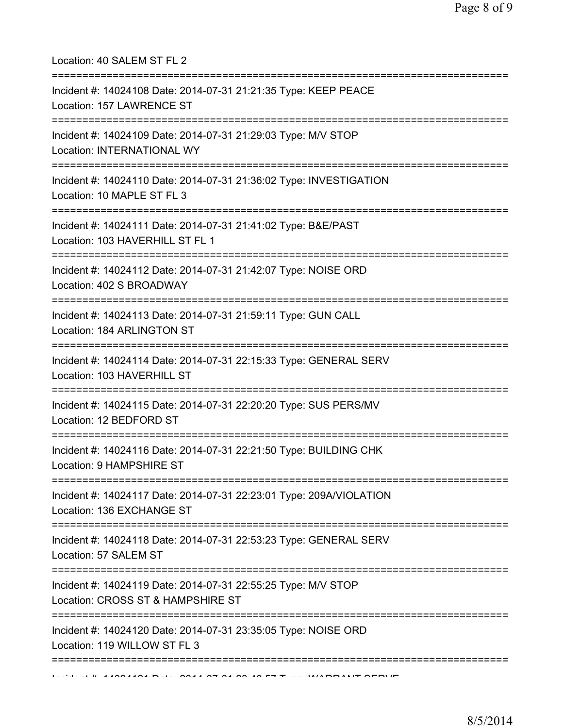Location: 40 SALEM ST FL 2

===========================================================================

Incident #: 14024108 Date: 2014-07-31 21:21:35 Type: KEEP PEACE
Location: 157 LAWRENCE ST

===========================================================================

Incident #: 14024109 Date: 2014-07-31 21:29:03 Type: M/V STOP
Location: INTERNATIONAL WY

===========================================================================

Incident #: 14024110 Date: 2014-07-31 21:36:02 Type: INVESTIGATION
Location: 10 MAPLE ST FL 3

===========================================================================

Incident #: 14024111 Date: 2014-07-31 21:41:02 Type: B&E/PAST
Location: 103 HAVERHILL ST FL 1

===========================================================================

Incident #: 14024112 Date: 2014-07-31 21:42:07 Type: NOISE ORD
Location: 402 S BROADWAY

===========================================================================

Incident #: 14024113 Date: 2014-07-31 21:59:11 Type: GUN CALL
Location: 184 ARLINGTON ST

===========================================================================

Incident #: 14024114 Date: 2014-07-31 22:15:33 Type: GENERAL SERV
Location: 103 HAVERHILL ST

===========================================================================

Incident #: 14024115 Date: 2014-07-31 22:20:20 Type: SUS PERS/MV
Location: 12 BEDFORD ST

===========================================================================

Incident #: 14024116 Date: 2014-07-31 22:21:50 Type: BUILDING CHK
Location: 9 HAMPSHIRE ST

===========================================================================

Incident #: 14024117 Date: 2014-07-31 22:23:01 Type: 209A/VIOLATION
Location: 136 EXCHANGE ST

===========================================================================

Incident #: 14024118 Date: 2014-07-31 22:53:23 Type: GENERAL SERV
Location: 57 SALEM ST

===========================================================================

Incident #: 14024119 Date: 2014-07-31 22:55:25 Type: M/V STOP
Location: CROSS ST & HAMPSHIRE ST

===========================================================================

Incident #: 14024120 Date: 2014-07-31 23:35:05 Type: NOISE ORD
Location: 119 WILLOW ST FL 3

===========================================================================

Incident #: 14024121 Date: 2014-07-31 23:40:57 Type: WARRANT SERVE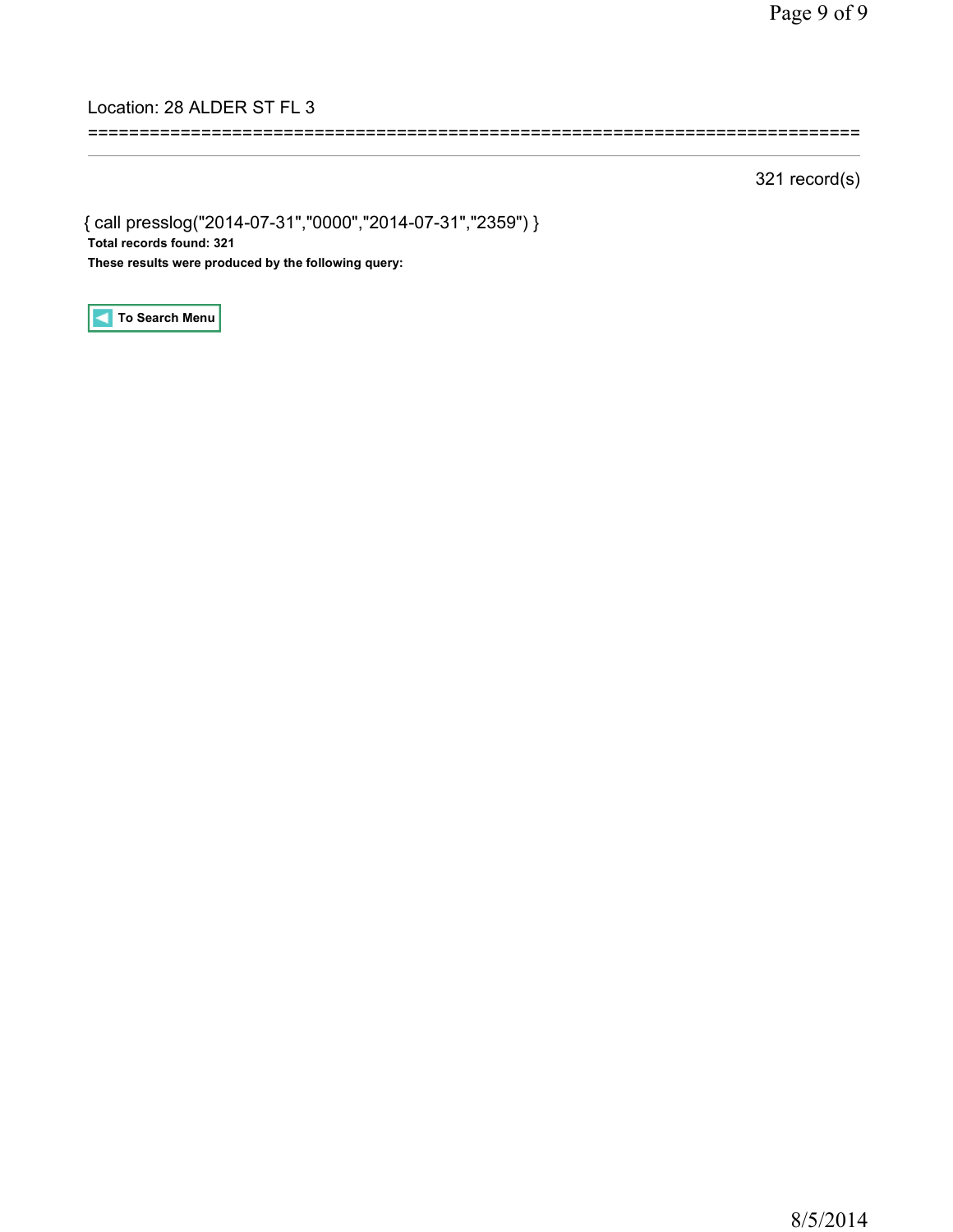Location: 28 ALDER ST FL 3

===========================================================================

321 record(s)

{ call presslog("2014-07-31","0000","2014-07-31","2359") }

**Total records found: 321**

**These results were produced by the following query:**

**To Search Menu**